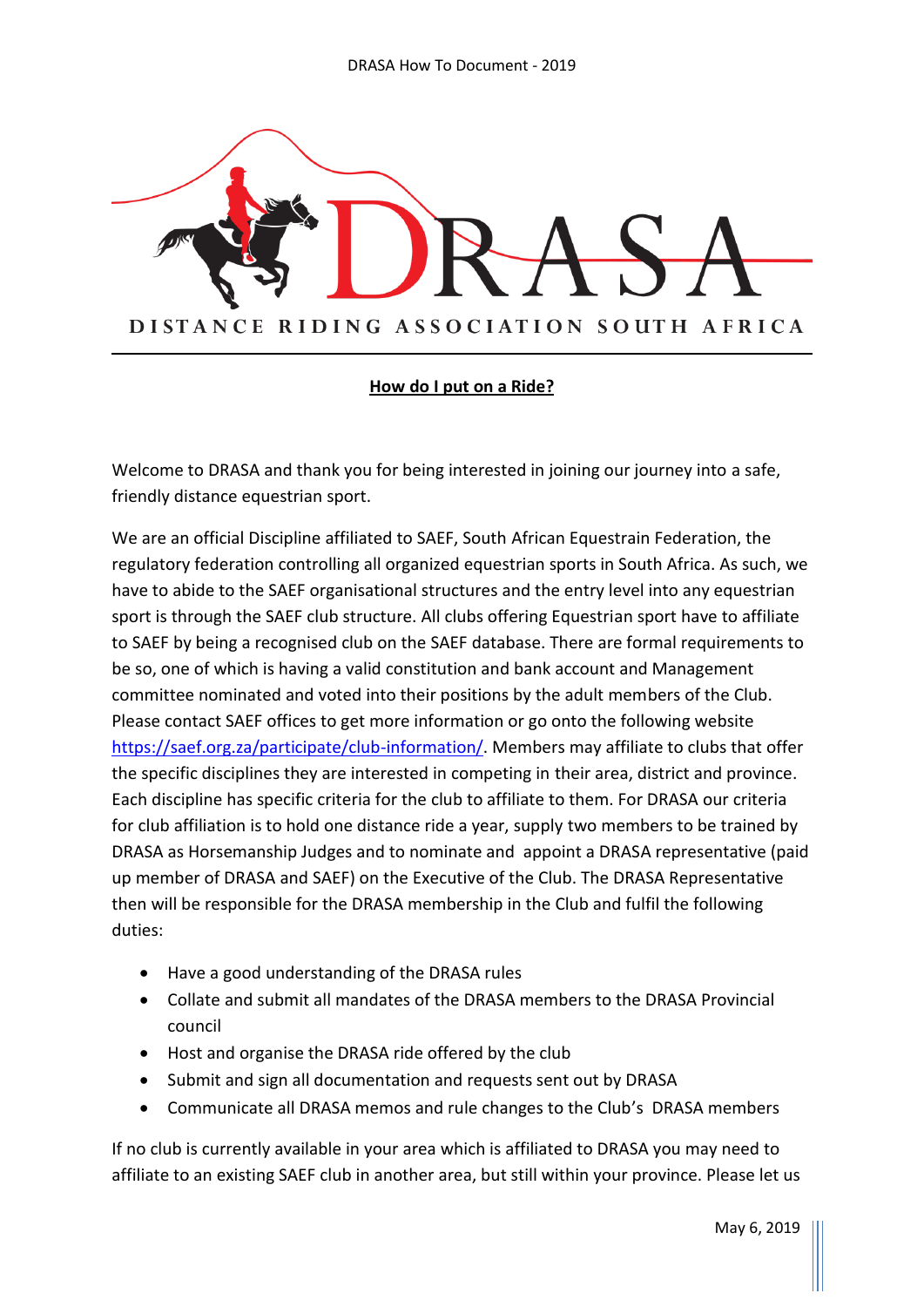DRASA

DISTANCE RIDING ASSOCIATION SOUTH AFRICA

## How do I put on a Ride?

Welcome to DRASA and thank you for being interested in joining our journey into a safe, friendly distance equestrian sport.

We are an official Discipline affiliated to SAEF, South African Equestrain Federation, the regulatory federation controlling all organized equestrian sports in South Africa. As such, we have to abide to the SAEF organisational structures and the entry level into any equestrian sport is through the SAEF club structure. All clubs offering Equestrian sport have to affiliate to SAEF by being a recognised club on the SAEF database. There are formal requirements to be so, one of which is having a valid constitution and bank account and Management committee nominated and voted into their positions by the adult members of the Club. Please contact SAEF offices to get more information or go onto the following website https://saef.org.za/participate/club-information/. Members may affiliate to clubs that offer the specific disciplines they are interested in competing in their area, district and province. Each discipline has specific criteria for the club to affiliate to them. For DRASA our criteria for club affiliation is to hold one distance ride a year, supply two members to be trained by DRASA as Horsemanship Judges and to nominate and appoint a DRASA representative (paid up member of DRASA and SAEF) on the Executive of the Club. The DRASA Representative then will be responsible for the DRASA membership in the Club and fulfil the following duties:

- Have a good understanding of the DRASA rules
- Collate and submit all mandates of the DRASA members to the DRASA Provincial council
- Host and organise the DRASA ride offered by the club
- Submit and sign all documentation and requests sent out by DRASA
- Communicate all DRASA memos and rule changes to the Club's DRASA members

If no club is currently available in your area which is affiliated to DRASA you may need to affiliate to an existing SAEF club in another area, but still within your province. Please let us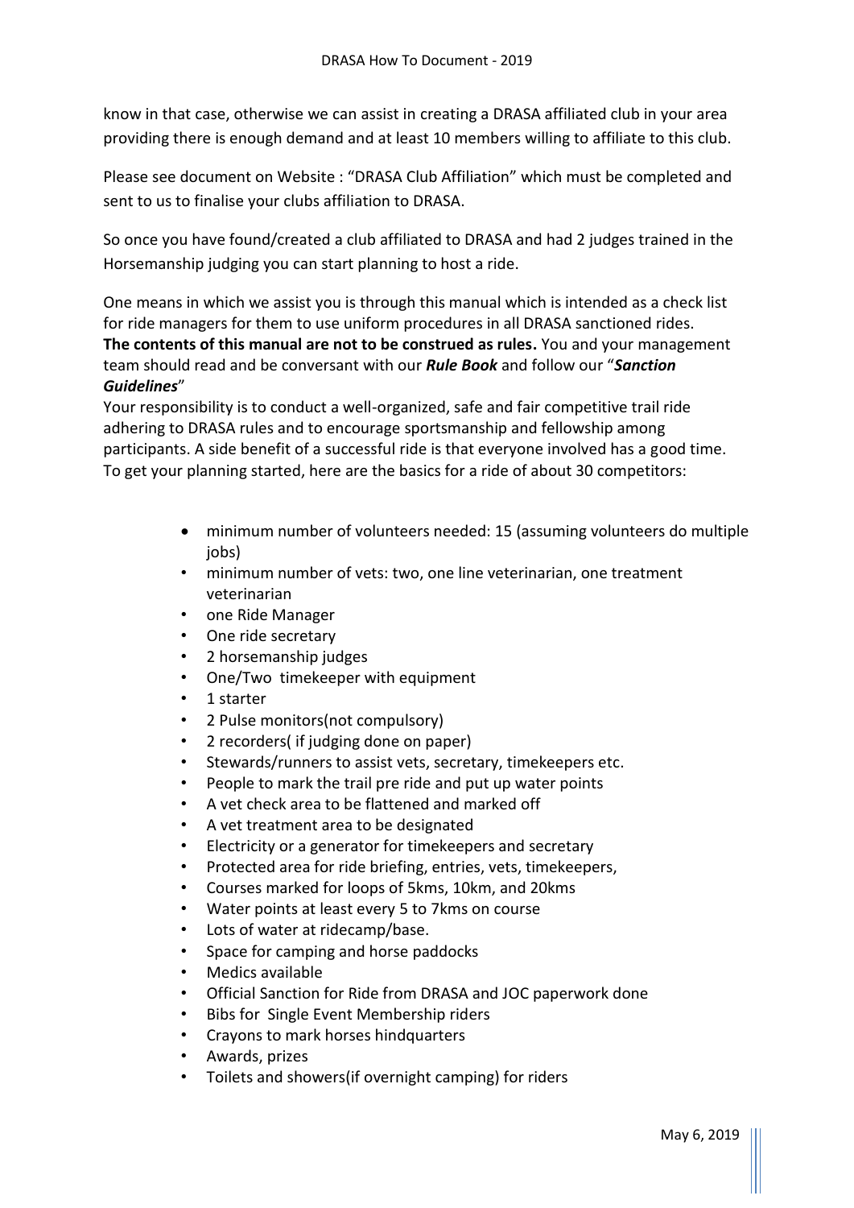know in that case, otherwise we can assist in creating a DRASA affiliated club in your area providing there is enough demand and at least 10 members willing to affiliate to this club.

Please see document on Website : "DRASA Club Affiliation" which must be completed and sent to us to finalise your clubs affiliation to DRASA.

So once you have found/created a club affiliated to DRASA and had 2 judges trained in the Horsemanship judging you can start planning to host a ride.

One means in which we assist you is through this manual which is intended as a check list for ride managers for them to use uniform procedures in all DRASA sanctioned rides. **The contents of this manual are not to be construed as rules.** You and your management team should read and be conversant with our ***Rule Book*** and follow our "***Sanction Guidelines***"

Your responsibility is to conduct a well-organized, safe and fair competitive trail ride adhering to DRASA rules and to encourage sportsmanship and fellowship among participants. A side benefit of a successful ride is that everyone involved has a good time. To get your planning started, here are the basics for a ride of about 30 competitors:

- minimum number of volunteers needed: 15 (assuming volunteers do multiple jobs)
- minimum number of vets: two, one line veterinarian, one treatment veterinarian
- one Ride Manager
- One ride secretary
- 2 horsemanship judges
- One/Two timekeeper with equipment
- 1 starter
- 2 Pulse monitors(not compulsory)
- 2 recorders( if judging done on paper)
- Stewards/runners to assist vets, secretary, timekeepers etc.
- People to mark the trail pre ride and put up water points
- A vet check area to be flattened and marked off
- A vet treatment area to be designated
- Electricity or a generator for timekeepers and secretary
- Protected area for ride briefing, entries, vets, timekeepers,
- Courses marked for loops of 5kms, 10km, and 20kms
- Water points at least every 5 to 7kms on course
- Lots of water at ridecamp/base.
- Space for camping and horse paddocks
- Medics available
- Official Sanction for Ride from DRASA and JOC paperwork done
- Bibs for Single Event Membership riders
- Crayons to mark horses hindquarters
- Awards, prizes
- Toilets and showers(if overnight camping) for riders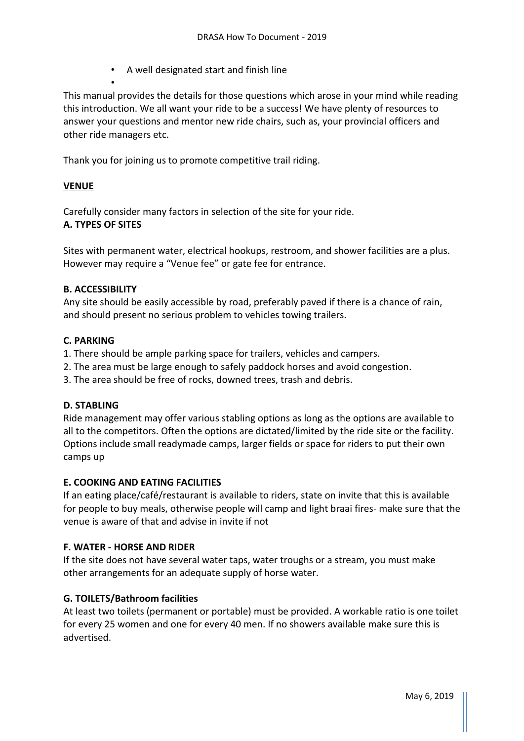- A well designated start and finish line
-

This manual provides the details for those questions which arose in your mind while reading this introduction. We all want your ride to be a success! We have plenty of resources to answer your questions and mentor new ride chairs, such as, your provincial officers and other ride managers etc.

Thank you for joining us to promote competitive trail riding.

## VENUE

Carefully consider many factors in selection of the site for your ride.

### A. TYPES OF SITES

Sites with permanent water, electrical hookups, restroom, and shower facilities are a plus. However may require a "Venue fee" or gate fee for entrance.

### B. ACCESSIBILITY

Any site should be easily accessible by road, preferably paved if there is a chance of rain, and should present no serious problem to vehicles towing trailers.

### C. PARKING

1. There should be ample parking space for trailers, vehicles and campers.
2. The area must be large enough to safely paddock horses and avoid congestion.
3. The area should be free of rocks, downed trees, trash and debris.

### D. STABLING

Ride management may offer various stabling options as long as the options are available to all to the competitors. Often the options are dictated/limited by the ride site or the facility. Options include small readymade camps, larger fields or space for riders to put their own camps up

### E. COOKING AND EATING FACILITIES

If an eating place/café/restaurant is available to riders, state on invite that this is available for people to buy meals, otherwise people will camp and light braai fires- make sure that the venue is aware of that and advise in invite if not

### F. WATER - HORSE AND RIDER

If the site does not have several water taps, water troughs or a stream, you must make other arrangements for an adequate supply of horse water.

### G. TOILETS/Bathroom facilities

At least two toilets (permanent or portable) must be provided. A workable ratio is one toilet for every 25 women and one for every 40 men. If no showers available make sure this is advertised.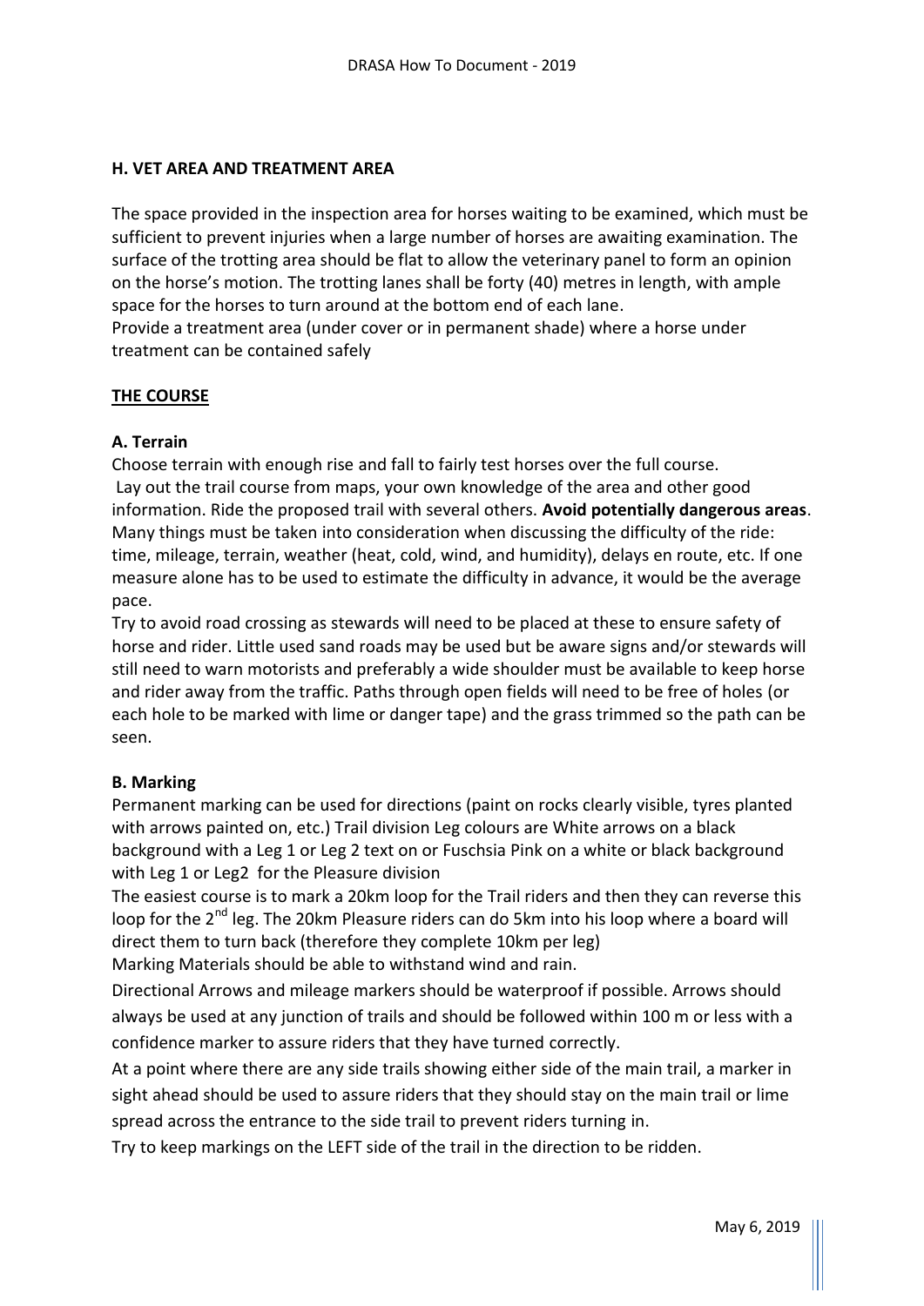### H. VET AREA AND TREATMENT AREA

The space provided in the inspection area for horses waiting to be examined, which must be sufficient to prevent injuries when a large number of horses are awaiting examination. The surface of the trotting area should be flat to allow the veterinary panel to form an opinion on the horse's motion. The trotting lanes shall be forty (40) metres in length, with ample space for the horses to turn around at the bottom end of each lane.
Provide a treatment area (under cover or in permanent shade) where a horse under treatment can be contained safely

## THE COURSE

### A. Terrain

Choose terrain with enough rise and fall to fairly test horses over the full course.
Lay out the trail course from maps, your own knowledge of the area and other good information. Ride the proposed trail with several others. **Avoid potentially dangerous areas**. Many things must be taken into consideration when discussing the difficulty of the ride: time, mileage, terrain, weather (heat, cold, wind, and humidity), delays en route, etc. If one measure alone has to be used to estimate the difficulty in advance, it would be the average pace.

Try to avoid road crossing as stewards will need to be placed at these to ensure safety of horse and rider. Little used sand roads may be used but be aware signs and/or stewards will still need to warn motorists and preferably a wide shoulder must be available to keep horse and rider away from the traffic. Paths through open fields will need to be free of holes (or each hole to be marked with lime or danger tape) and the grass trimmed so the path can be seen.

### B. Marking

Permanent marking can be used for directions (paint on rocks clearly visible, tyres planted with arrows painted on, etc.) Trail division Leg colours are White arrows on a black background with a Leg 1 or Leg 2 text on or Fuschsia Pink on a white or black background with Leg 1 or Leg2 for the Pleasure division

The easiest course is to mark a 20km loop for the Trail riders and then they can reverse this loop for the 2nd leg. The 20km Pleasure riders can do 5km into his loop where a board will direct them to turn back (therefore they complete 10km per leg)

Marking Materials should be able to withstand wind and rain.

Directional Arrows and mileage markers should be waterproof if possible. Arrows should always be used at any junction of trails and should be followed within 100 m or less with a confidence marker to assure riders that they have turned correctly.

At a point where there are any side trails showing either side of the main trail, a marker in sight ahead should be used to assure riders that they should stay on the main trail or lime spread across the entrance to the side trail to prevent riders turning in.

Try to keep markings on the LEFT side of the trail in the direction to be ridden.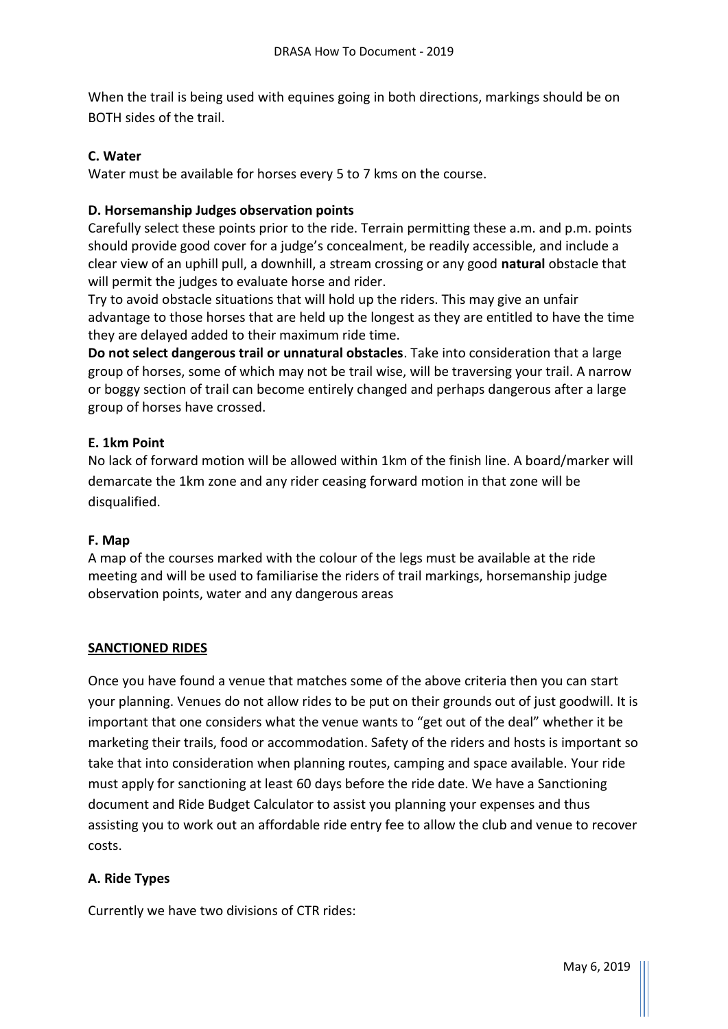When the trail is being used with equines going in both directions, markings should be on BOTH sides of the trail.

**C. Water**

Water must be available for horses every 5 to 7 kms on the course.

**D. Horsemanship Judges observation points**

Carefully select these points prior to the ride. Terrain permitting these a.m. and p.m. points should provide good cover for a judge's concealment, be readily accessible, and include a clear view of an uphill pull, a downhill, a stream crossing or any good **natural** obstacle that will permit the judges to evaluate horse and rider.

Try to avoid obstacle situations that will hold up the riders. This may give an unfair advantage to those horses that are held up the longest as they are entitled to have the time they are delayed added to their maximum ride time.

**Do not select dangerous trail or unnatural obstacles**. Take into consideration that a large group of horses, some of which may not be trail wise, will be traversing your trail. A narrow or boggy section of trail can become entirely changed and perhaps dangerous after a large group of horses have crossed.

**E. 1km Point**

No lack of forward motion will be allowed within 1km of the finish line. A board/marker will demarcate the 1km zone and any rider ceasing forward motion in that zone will be disqualified.

**F. Map**

A map of the courses marked with the colour of the legs must be available at the ride meeting and will be used to familiarise the riders of trail markings, horsemanship judge observation points, water and any dangerous areas

## SANCTIONED RIDES

Once you have found a venue that matches some of the above criteria then you can start your planning. Venues do not allow rides to be put on their grounds out of just goodwill. It is important that one considers what the venue wants to "get out of the deal" whether it be marketing their trails, food or accommodation. Safety of the riders and hosts is important so take that into consideration when planning routes, camping and space available. Your ride must apply for sanctioning at least 60 days before the ride date. We have a Sanctioning document and Ride Budget Calculator to assist you planning your expenses and thus assisting you to work out an affordable ride entry fee to allow the club and venue to recover costs.

**A. Ride Types**

Currently we have two divisions of CTR rides: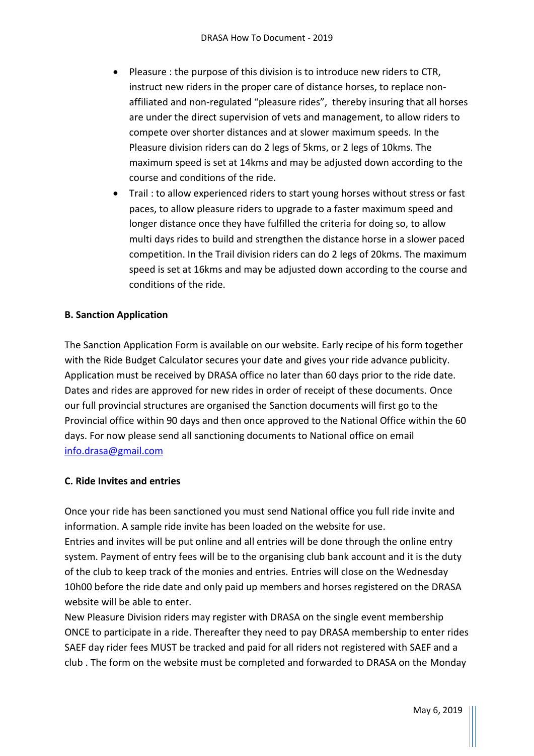- Pleasure : the purpose of this division is to introduce new riders to CTR, instruct new riders in the proper care of distance horses, to replace non-affiliated and non-regulated "pleasure rides", thereby insuring that all horses are under the direct supervision of vets and management, to allow riders to compete over shorter distances and at slower maximum speeds. In the Pleasure division riders can do 2 legs of 5kms, or 2 legs of 10kms. The maximum speed is set at 14kms and may be adjusted down according to the course and conditions of the ride.
- Trail : to allow experienced riders to start young horses without stress or fast paces, to allow pleasure riders to upgrade to a faster maximum speed and longer distance once they have fulfilled the criteria for doing so, to allow multi days rides to build and strengthen the distance horse in a slower paced competition. In the Trail division riders can do 2 legs of 20kms. The maximum speed is set at 16kms and may be adjusted down according to the course and conditions of the ride.

**B. Sanction Application**

The Sanction Application Form is available on our website. Early recipe of his form together with the Ride Budget Calculator secures your date and gives your ride advance publicity. Application must be received by DRASA office no later than 60 days prior to the ride date. Dates and rides are approved for new rides in order of receipt of these documents. Once our full provincial structures are organised the Sanction documents will first go to the Provincial office within 90 days and then once approved to the National Office within the 60 days. For now please send all sanctioning documents to National office on email info.drasa@gmail.com

**C. Ride Invites and entries**

Once your ride has been sanctioned you must send National office you full ride invite and information. A sample ride invite has been loaded on the website for use.
Entries and invites will be put online and all entries will be done through the online entry system. Payment of entry fees will be to the organising club bank account and it is the duty of the club to keep track of the monies and entries. Entries will close on the Wednesday 10h00 before the ride date and only paid up members and horses registered on the DRASA website will be able to enter.
New Pleasure Division riders may register with DRASA on the single event membership ONCE to participate in a ride. Thereafter they need to pay DRASA membership to enter rides SAEF day rider fees MUST be tracked and paid for all riders not registered with SAEF and a club . The form on the website must be completed and forwarded to DRASA on the Monday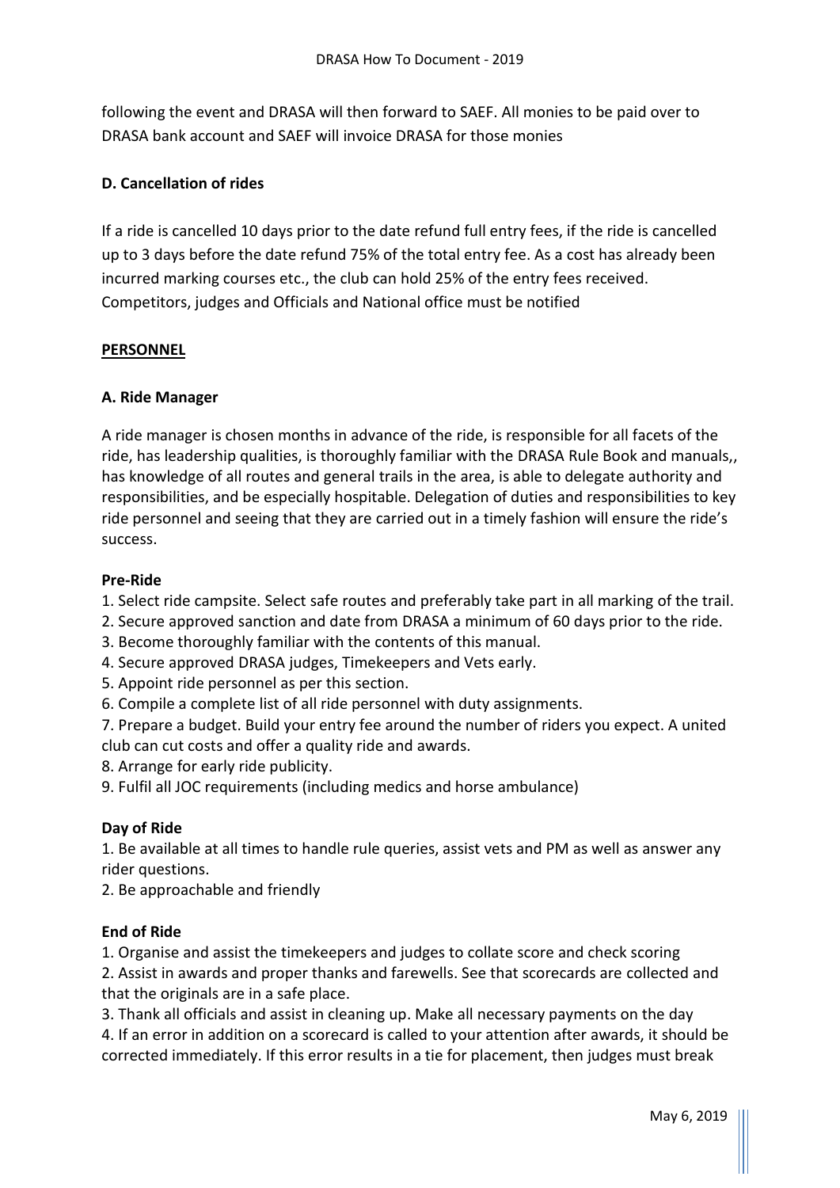following the event and DRASA will then forward to SAEF. All monies to be paid over to DRASA bank account and SAEF will invoice DRASA for those monies

### D. Cancellation of rides

If a ride is cancelled 10 days prior to the date refund full entry fees, if the ride is cancelled up to 3 days before the date refund 75% of the total entry fee. As a cost has already been incurred marking courses etc., the club can hold 25% of the entry fees received. Competitors, judges and Officials and National office must be notified

## PERSONNEL

### A. Ride Manager

A ride manager is chosen months in advance of the ride, is responsible for all facets of the ride, has leadership qualities, is thoroughly familiar with the DRASA Rule Book and manuals,, has knowledge of all routes and general trails in the area, is able to delegate authority and responsibilities, and be especially hospitable. Delegation of duties and responsibilities to key ride personnel and seeing that they are carried out in a timely fashion will ensure the ride's success.

#### Pre-Ride

1. Select ride campsite. Select safe routes and preferably take part in all marking of the trail.
2. Secure approved sanction and date from DRASA a minimum of 60 days prior to the ride.
3. Become thoroughly familiar with the contents of this manual.
4. Secure approved DRASA judges, Timekeepers and Vets early.
5. Appoint ride personnel as per this section.
6. Compile a complete list of all ride personnel with duty assignments.
7. Prepare a budget. Build your entry fee around the number of riders you expect. A united club can cut costs and offer a quality ride and awards.
8. Arrange for early ride publicity.
9. Fulfil all JOC requirements (including medics and horse ambulance)

#### Day of Ride

1. Be available at all times to handle rule queries, assist vets and PM as well as answer any rider questions.
2. Be approachable and friendly

#### End of Ride

1. Organise and assist the timekeepers and judges to collate score and check scoring
2. Assist in awards and proper thanks and farewells. See that scorecards are collected and that the originals are in a safe place.
3. Thank all officials and assist in cleaning up. Make all necessary payments on the day
4. If an error in addition on a scorecard is called to your attention after awards, it should be corrected immediately. If this error results in a tie for placement, then judges must break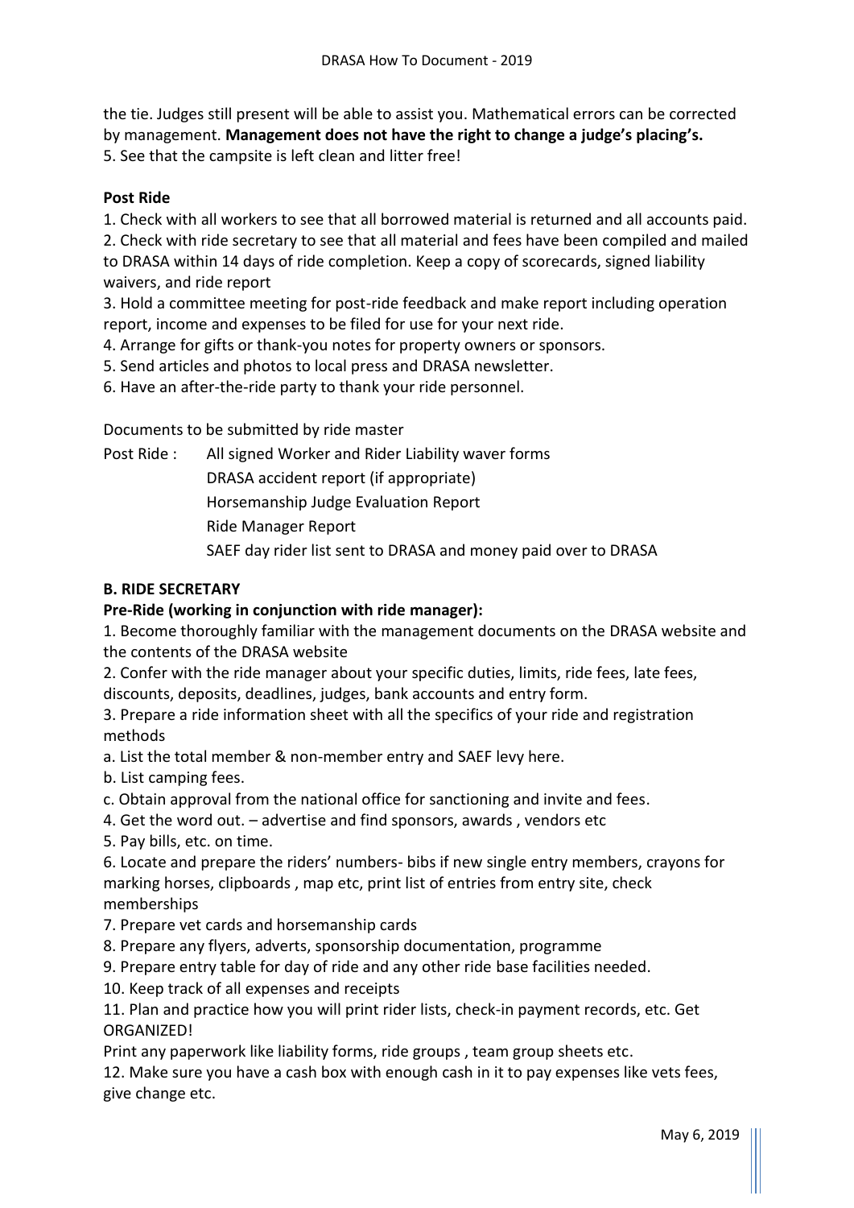the tie. Judges still present will be able to assist you. Mathematical errors can be corrected by management. **Management does not have the right to change a judge's placing's.**
5. See that the campsite is left clean and litter free!

**Post Ride**

1. Check with all workers to see that all borrowed material is returned and all accounts paid.
2. Check with ride secretary to see that all material and fees have been compiled and mailed to DRASA within 14 days of ride completion. Keep a copy of scorecards, signed liability waivers, and ride report
3. Hold a committee meeting for post-ride feedback and make report including operation report, income and expenses to be filed for use for your next ride.
4. Arrange for gifts or thank-you notes for property owners or sponsors.
5. Send articles and photos to local press and DRASA newsletter.
6. Have an after-the-ride party to thank your ride personnel.

Documents to be submitted by ride master

Post Ride : All signed Worker and Rider Liability waver forms
DRASA accident report (if appropriate)
Horsemanship Judge Evaluation Report
Ride Manager Report
SAEF day rider list sent to DRASA and money paid over to DRASA

**B. RIDE SECRETARY**

**Pre-Ride (working in conjunction with ride manager):**

1. Become thoroughly familiar with the management documents on the DRASA website and the contents of the DRASA website
2. Confer with the ride manager about your specific duties, limits, ride fees, late fees, discounts, deposits, deadlines, judges, bank accounts and entry form.
3. Prepare a ride information sheet with all the specifics of your ride and registration methods
a. List the total member & non-member entry and SAEF levy here.
b. List camping fees.
c. Obtain approval from the national office for sanctioning and invite and fees.
4. Get the word out. – advertise and find sponsors, awards , vendors etc
5. Pay bills, etc. on time.
6. Locate and prepare the riders' numbers- bibs if new single entry members, crayons for marking horses, clipboards , map etc, print list of entries from entry site, check memberships
7. Prepare vet cards and horsemanship cards
8. Prepare any flyers, adverts, sponsorship documentation, programme
9. Prepare entry table for day of ride and any other ride base facilities needed.
10. Keep track of all expenses and receipts
11. Plan and practice how you will print rider lists, check-in payment records, etc. Get ORGANIZED!
Print any paperwork like liability forms, ride groups , team group sheets etc.
12. Make sure you have a cash box with enough cash in it to pay expenses like vets fees, give change etc.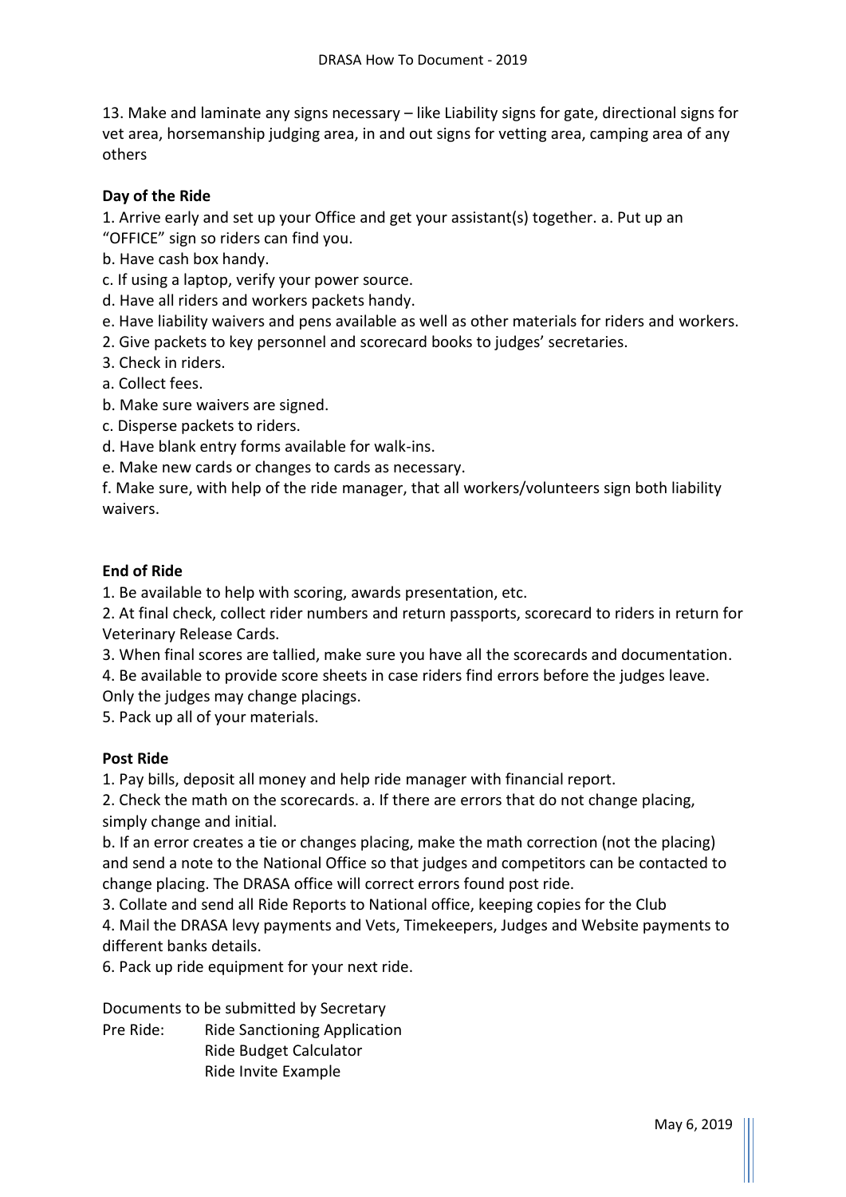13. Make and laminate any signs necessary – like Liability signs for gate, directional signs for vet area, horsemanship judging area, in and out signs for vetting area, camping area of any others

**Day of the Ride**

1. Arrive early and set up your Office and get your assistant(s) together. a. Put up an "OFFICE" sign so riders can find you.
b. Have cash box handy.
c. If using a laptop, verify your power source.
d. Have all riders and workers packets handy.
e. Have liability waivers and pens available as well as other materials for riders and workers.
2. Give packets to key personnel and scorecard books to judges' secretaries.
3. Check in riders.
a. Collect fees.
b. Make sure waivers are signed.
c. Disperse packets to riders.
d. Have blank entry forms available for walk-ins.
e. Make new cards or changes to cards as necessary.
f. Make sure, with help of the ride manager, that all workers/volunteers sign both liability waivers.

**End of Ride**

1. Be available to help with scoring, awards presentation, etc.
2. At final check, collect rider numbers and return passports, scorecard to riders in return for Veterinary Release Cards.
3. When final scores are tallied, make sure you have all the scorecards and documentation.
4. Be available to provide score sheets in case riders find errors before the judges leave. Only the judges may change placings.
5. Pack up all of your materials.

**Post Ride**

1. Pay bills, deposit all money and help ride manager with financial report.
2. Check the math on the scorecards. a. If there are errors that do not change placing, simply change and initial.
b. If an error creates a tie or changes placing, make the math correction (not the placing) and send a note to the National Office so that judges and competitors can be contacted to change placing. The DRASA office will correct errors found post ride.
3. Collate and send all Ride Reports to National office, keeping copies for the Club
4. Mail the DRASA levy payments and Vets, Timekeepers, Judges and Website payments to different banks details.
6. Pack up ride equipment for your next ride.

Documents to be submitted by Secretary

Pre Ride: Ride Sanctioning Application
Ride Budget Calculator
Ride Invite Example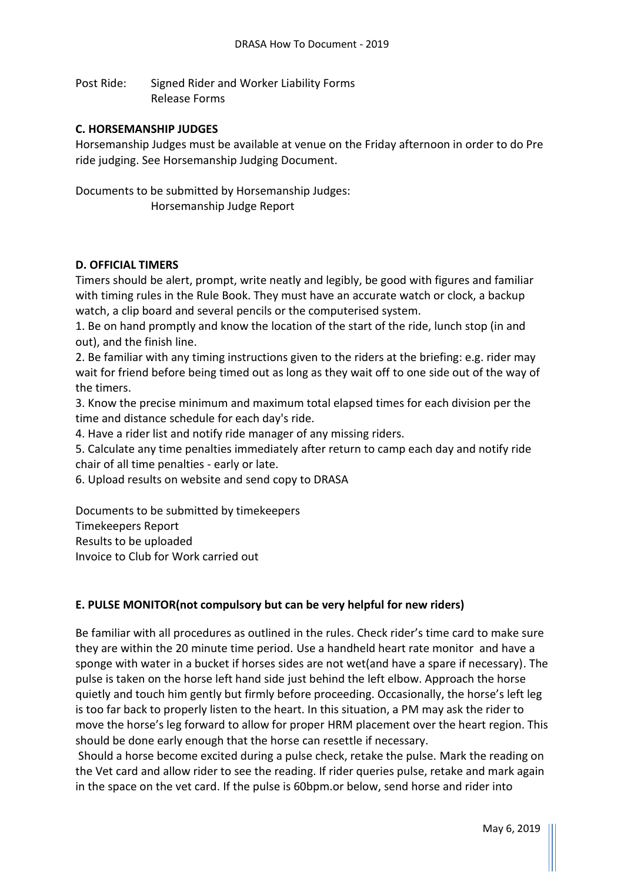Post Ride: Signed Rider and Worker Liability Forms
Release Forms

**C. HORSEMANSHIP JUDGES**

Horsemanship Judges must be available at venue on the Friday afternoon in order to do Pre ride judging. See Horsemanship Judging Document.

Documents to be submitted by Horsemanship Judges:
Horsemanship Judge Report

**D. OFFICIAL TIMERS**

Timers should be alert, prompt, write neatly and legibly, be good with figures and familiar with timing rules in the Rule Book. They must have an accurate watch or clock, a backup watch, a clip board and several pencils or the computerised system.

1. Be on hand promptly and know the location of the start of the ride, lunch stop (in and out), and the finish line.
2. Be familiar with any timing instructions given to the riders at the briefing: e.g. rider may wait for friend before being timed out as long as they wait off to one side out of the way of the timers.
3. Know the precise minimum and maximum total elapsed times for each division per the time and distance schedule for each day's ride.
4. Have a rider list and notify ride manager of any missing riders.
5. Calculate any time penalties immediately after return to camp each day and notify ride chair of all time penalties - early or late.
6. Upload results on website and send copy to DRASA

Documents to be submitted by timekeepers
Timekeepers Report
Results to be uploaded
Invoice to Club for Work carried out

**E. PULSE MONITOR(not compulsory but can be very helpful for new riders)**

Be familiar with all procedures as outlined in the rules. Check rider's time card to make sure they are within the 20 minute time period. Use a handheld heart rate monitor and have a sponge with water in a bucket if horses sides are not wet(and have a spare if necessary). The pulse is taken on the horse left hand side just behind the left elbow. Approach the horse quietly and touch him gently but firmly before proceeding. Occasionally, the horse's left leg is too far back to properly listen to the heart. In this situation, a PM may ask the rider to move the horse's leg forward to allow for proper HRM placement over the heart region. This should be done early enough that the horse can resettle if necessary.

Should a horse become excited during a pulse check, retake the pulse. Mark the reading on the Vet card and allow rider to see the reading. If rider queries pulse, retake and mark again in the space on the vet card. If the pulse is 60bpm.or below, send horse and rider into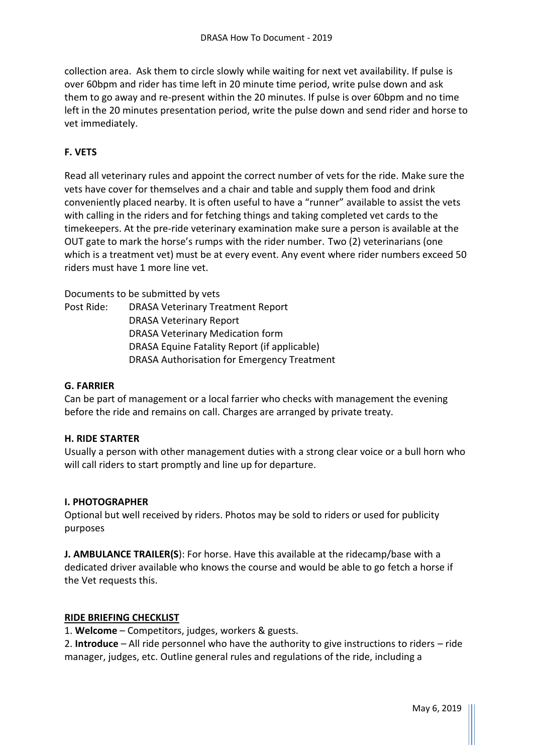collection area. Ask them to circle slowly while waiting for next vet availability. If pulse is over 60bpm and rider has time left in 20 minute time period, write pulse down and ask them to go away and re-present within the 20 minutes. If pulse is over 60bpm and no time left in the 20 minutes presentation period, write the pulse down and send rider and horse to vet immediately.

**F. VETS**

Read all veterinary rules and appoint the correct number of vets for the ride. Make sure the vets have cover for themselves and a chair and table and supply them food and drink conveniently placed nearby. It is often useful to have a "runner" available to assist the vets with calling in the riders and for fetching things and taking completed vet cards to the timekeepers. At the pre-ride veterinary examination make sure a person is available at the OUT gate to mark the horse's rumps with the rider number. Two (2) veterinarians (one which is a treatment vet) must be at every event. Any event where rider numbers exceed 50 riders must have 1 more line vet.

Documents to be submitted by vets

Post Ride:
- DRASA Veterinary Treatment Report
- DRASA Veterinary Report
- DRASA Veterinary Medication form
- DRASA Equine Fatality Report (if applicable)
- DRASA Authorisation for Emergency Treatment

**G. FARRIER**

Can be part of management or a local farrier who checks with management the evening before the ride and remains on call. Charges are arranged by private treaty.

**H. RIDE STARTER**

Usually a person with other management duties with a strong clear voice or a bull horn who will call riders to start promptly and line up for departure.

**I. PHOTOGRAPHER**

Optional but well received by riders. Photos may be sold to riders or used for publicity purposes

**J. AMBULANCE TRAILER(S**): For horse. Have this available at the ridecamp/base with a dedicated driver available who knows the course and would be able to go fetch a horse if the Vet requests this.

**RIDE BRIEFING CHECKLIST**

1. **Welcome** – Competitors, judges, workers & guests.
2. **Introduce** – All ride personnel who have the authority to give instructions to riders – ride manager, judges, etc. Outline general rules and regulations of the ride, including a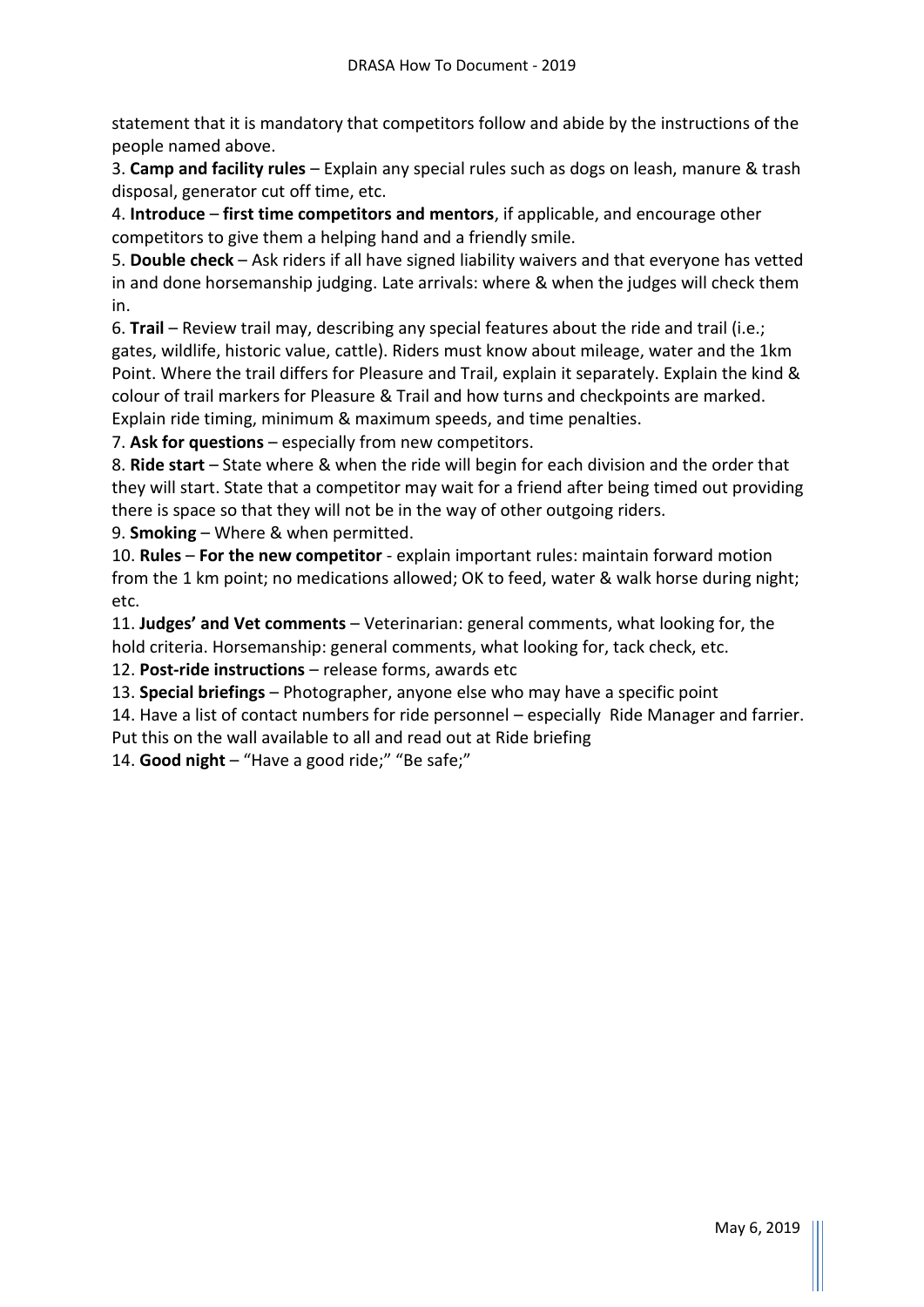statement that it is mandatory that competitors follow and abide by the instructions of the people named above.

3. **Camp and facility rules** – Explain any special rules such as dogs on leash, manure & trash disposal, generator cut off time, etc.

4. **Introduce** – **first time competitors and mentors**, if applicable, and encourage other competitors to give them a helping hand and a friendly smile.

5. **Double check** – Ask riders if all have signed liability waivers and that everyone has vetted in and done horsemanship judging. Late arrivals: where & when the judges will check them in.

6. **Trail** – Review trail may, describing any special features about the ride and trail (i.e.; gates, wildlife, historic value, cattle). Riders must know about mileage, water and the 1km Point. Where the trail differs for Pleasure and Trail, explain it separately. Explain the kind & colour of trail markers for Pleasure & Trail and how turns and checkpoints are marked. Explain ride timing, minimum & maximum speeds, and time penalties.

7. **Ask for questions** – especially from new competitors.

8. **Ride start** – State where & when the ride will begin for each division and the order that they will start. State that a competitor may wait for a friend after being timed out providing there is space so that they will not be in the way of other outgoing riders.

9. **Smoking** – Where & when permitted.

10. **Rules** – **For the new competitor** - explain important rules: maintain forward motion from the 1 km point; no medications allowed; OK to feed, water & walk horse during night; etc.

11. **Judges' and Vet comments** – Veterinarian: general comments, what looking for, the hold criteria. Horsemanship: general comments, what looking for, tack check, etc.

12. **Post-ride instructions** – release forms, awards etc

13. **Special briefings** – Photographer, anyone else who may have a specific point

14. Have a list of contact numbers for ride personnel – especially Ride Manager and farrier. Put this on the wall available to all and read out at Ride briefing

14. **Good night** – "Have a good ride;" "Be safe;"